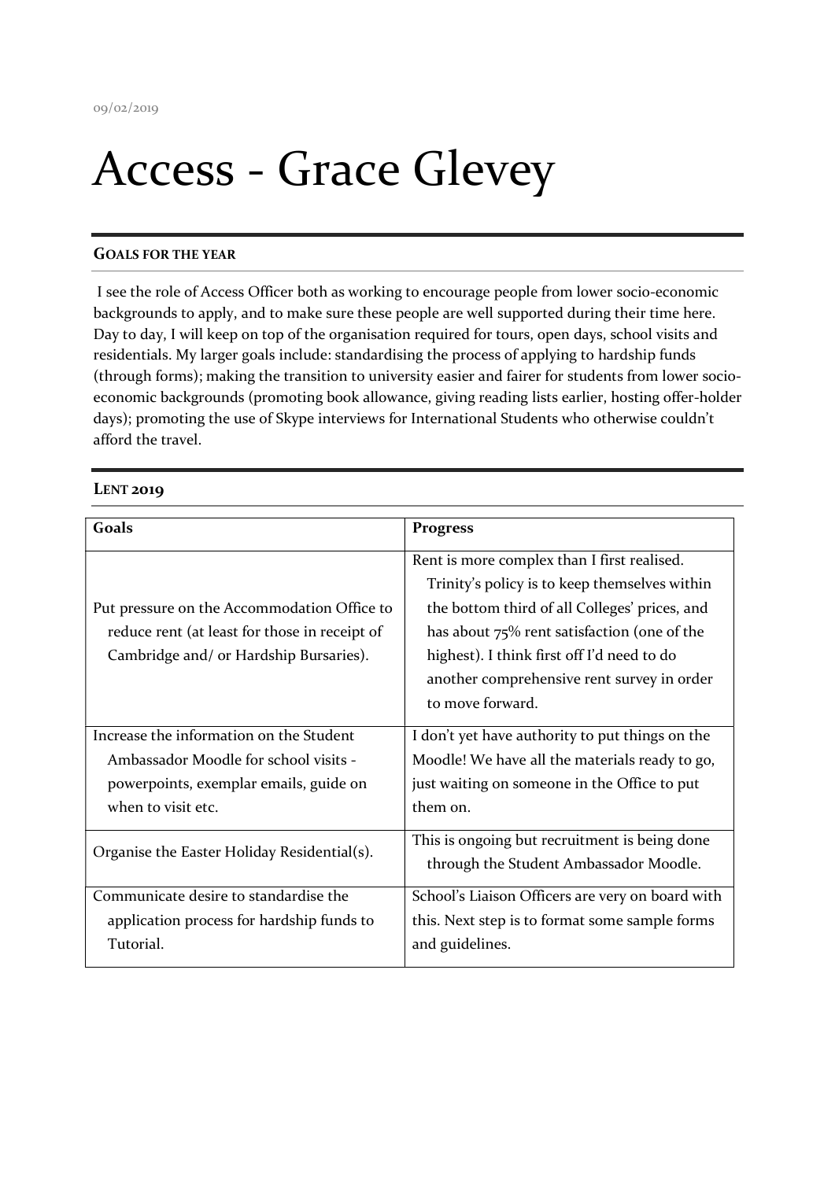09/02/2019

# Access - Grace Glevey

## GOALS FOR THE YEAR

I see the role of Access Officer both as working to encourage people from lower socio-economic backgrounds to apply, and to make sure these people are well supported during their time here. Day to day, I will keep on top of the organisation required for tours, open days, school visits and residentials. My larger goals include: standardising the process of applying to hardship funds (through forms); making the transition to university easier and fairer for students from lower socio-economic backgrounds (promoting book allowance, giving reading lists earlier, hosting offer-holder days); promoting the use of Skype interviews for International Students who otherwise couldn't afford the travel.

## LENT 2019

| Goals | Progress |
| --- | --- |
| Put pressure on the Accommodation Office to reduce rent (at least for those in receipt of Cambridge and/ or Hardship Bursaries). | Rent is more complex than I first realised. Trinity's policy is to keep themselves within the bottom third of all Colleges' prices, and has about 75% rent satisfaction (one of the highest). I think first off I'd need to do another comprehensive rent survey in order to move forward. |
| Increase the information on the Student Ambassador Moodle for school visits - powerpoints, exemplar emails, guide on when to visit etc. | I don't yet have authority to put things on the Moodle! We have all the materials ready to go, just waiting on someone in the Office to put them on. |
| Organise the Easter Holiday Residential(s). | This is ongoing but recruitment is being done through the Student Ambassador Moodle. |
| Communicate desire to standardise the application process for hardship funds to Tutorial. | School's Liaison Officers are very on board with this. Next step is to format some sample forms and guidelines. |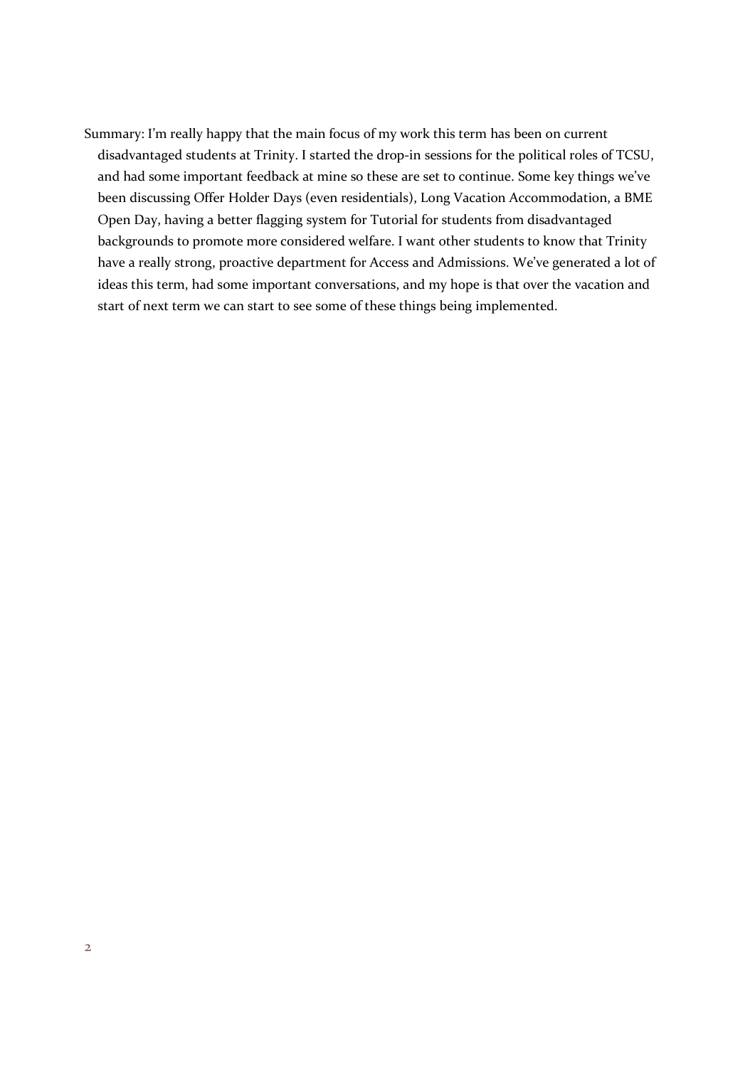Summary: I'm really happy that the main focus of my work this term has been on current disadvantaged students at Trinity. I started the drop-in sessions for the political roles of TCSU, and had some important feedback at mine so these are set to continue. Some key things we've been discussing Offer Holder Days (even residentials), Long Vacation Accommodation, a BME Open Day, having a better flagging system for Tutorial for students from disadvantaged backgrounds to promote more considered welfare. I want other students to know that Trinity have a really strong, proactive department for Access and Admissions. We've generated a lot of ideas this term, had some important conversations, and my hope is that over the vacation and start of next term we can start to see some of these things being implemented.